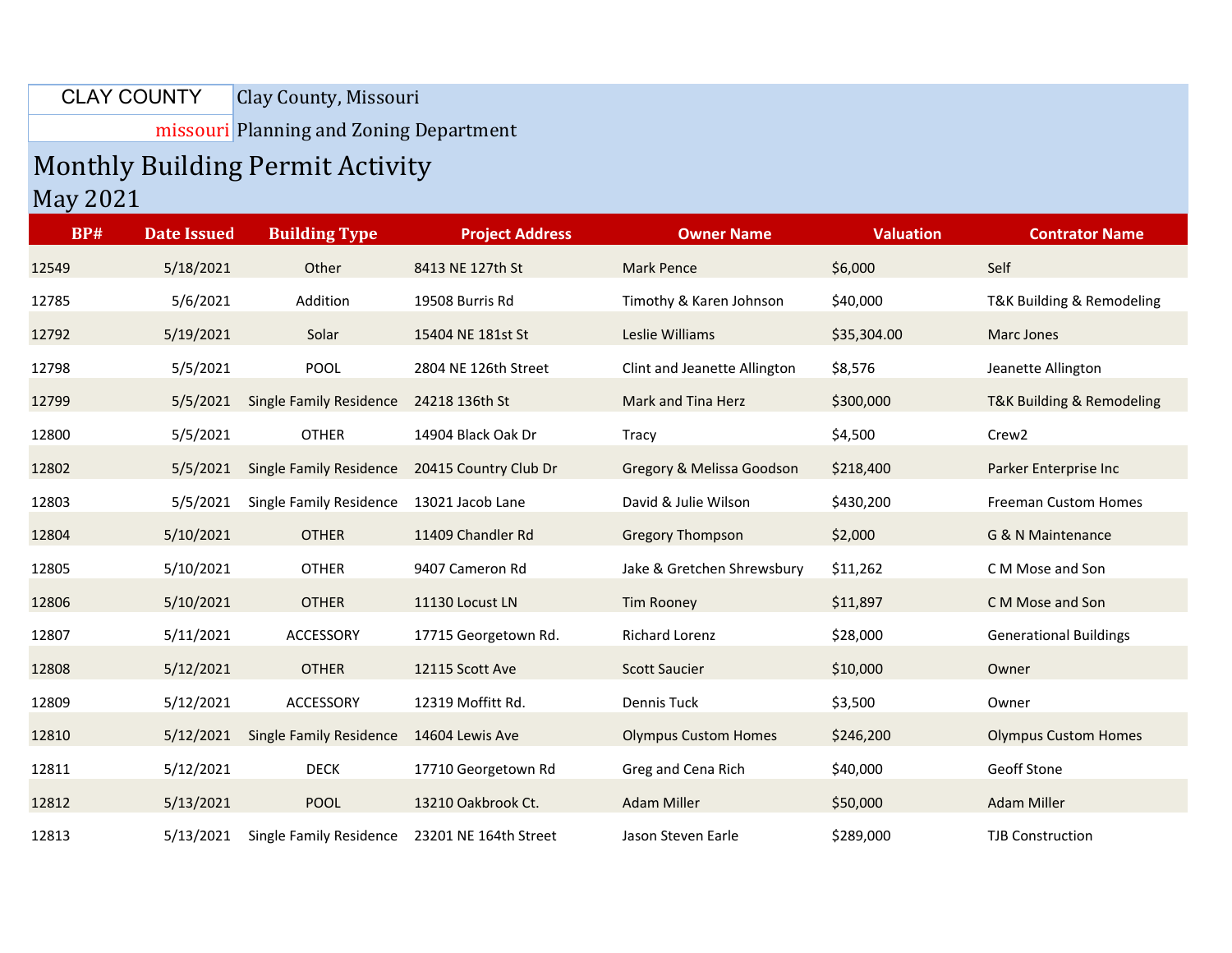CLAY COUNTY
missouri

Clay County, Missouri

Planning and Zoning Department

# Monthly Building Permit Activity

## May 2021

| BP# | Date Issued | Building Type | Project Address | Owner Name | Valuation | Contrator Name |
|---|---|---|---|---|---|---|
| 12549 | 5/18/2021 | Other | 8413 NE 127th St | Mark Pence | $6,000 | Self |
| 12785 | 5/6/2021 | Addition | 19508 Burris Rd | Timothy & Karen Johnson | $40,000 | T&K Building & Remodeling |
| 12792 | 5/19/2021 | Solar | 15404 NE 181st St | Leslie Williams | $35,304.00 | Marc Jones |
| 12798 | 5/5/2021 | POOL | 2804 NE 126th Street | Clint and Jeanette Allington | $8,576 | Jeanette Allington |
| 12799 | 5/5/2021 | Single Family Residence | 24218 136th St | Mark and Tina Herz | $300,000 | T&K Building & Remodeling |
| 12800 | 5/5/2021 | OTHER | 14904 Black Oak Dr | Tracy | $4,500 | Crew2 |
| 12802 | 5/5/2021 | Single Family Residence | 20415 Country Club Dr | Gregory & Melissa Goodson | $218,400 | Parker Enterprise Inc |
| 12803 | 5/5/2021 | Single Family Residence | 13021 Jacob Lane | David & Julie Wilson | $430,200 | Freeman Custom Homes |
| 12804 | 5/10/2021 | OTHER | 11409 Chandler Rd | Gregory Thompson | $2,000 | G & N Maintenance |
| 12805 | 5/10/2021 | OTHER | 9407 Cameron Rd | Jake & Gretchen Shrewsbury | $11,262 | C M Mose and Son |
| 12806 | 5/10/2021 | OTHER | 11130 Locust LN | Tim Rooney | $11,897 | C M Mose and Son |
| 12807 | 5/11/2021 | ACCESSORY | 17715 Georgetown Rd. | Richard Lorenz | $28,000 | Generational Buildings |
| 12808 | 5/12/2021 | OTHER | 12115 Scott Ave | Scott Saucier | $10,000 | Owner |
| 12809 | 5/12/2021 | ACCESSORY | 12319 Moffitt Rd. | Dennis Tuck | $3,500 | Owner |
| 12810 | 5/12/2021 | Single Family Residence | 14604 Lewis Ave | Olympus Custom Homes | $246,200 | Olympus Custom Homes |
| 12811 | 5/12/2021 | DECK | 17710 Georgetown Rd | Greg and Cena Rich | $40,000 | Geoff Stone |
| 12812 | 5/13/2021 | POOL | 13210 Oakbrook Ct. | Adam Miller | $50,000 | Adam Miller |
| 12813 | 5/13/2021 | Single Family Residence | 23201 NE 164th Street | Jason Steven Earle | $289,000 | TJB Construction |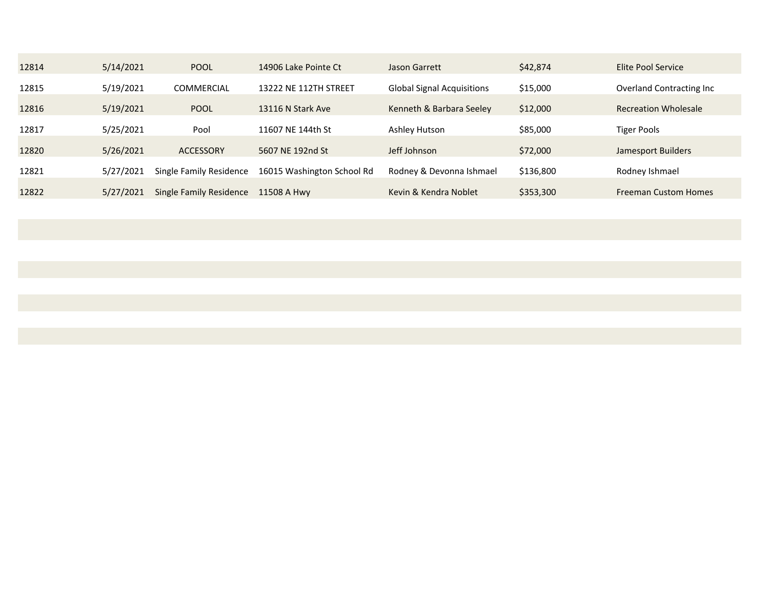| | | | | | | |
|---|---|---|---|---|---|---|
| 12814 | 5/14/2021 | POOL | 14906 Lake Pointe Ct | Jason Garrett | $42,874 | Elite Pool Service |
| 12815 | 5/19/2021 | COMMERCIAL | 13222 NE 112TH STREET | Global Signal Acquisitions | $15,000 | Overland Contracting Inc |
| 12816 | 5/19/2021 | POOL | 13116 N Stark Ave | Kenneth & Barbara Seeley | $12,000 | Recreation Wholesale |
| 12817 | 5/25/2021 | Pool | 11607 NE 144th St | Ashley Hutson | $85,000 | Tiger Pools |
| 12820 | 5/26/2021 | ACCESSORY | 5607 NE 192nd St | Jeff Johnson | $72,000 | Jamesport Builders |
| 12821 | 5/27/2021 | Single Family Residence | 16015 Washington School Rd | Rodney & Devonna Ishmael | $136,800 | Rodney Ishmael |
| 12822 | 5/27/2021 | Single Family Residence | 11508 A Hwy | Kevin & Kendra Noblet | $353,300 | Freeman Custom Homes |